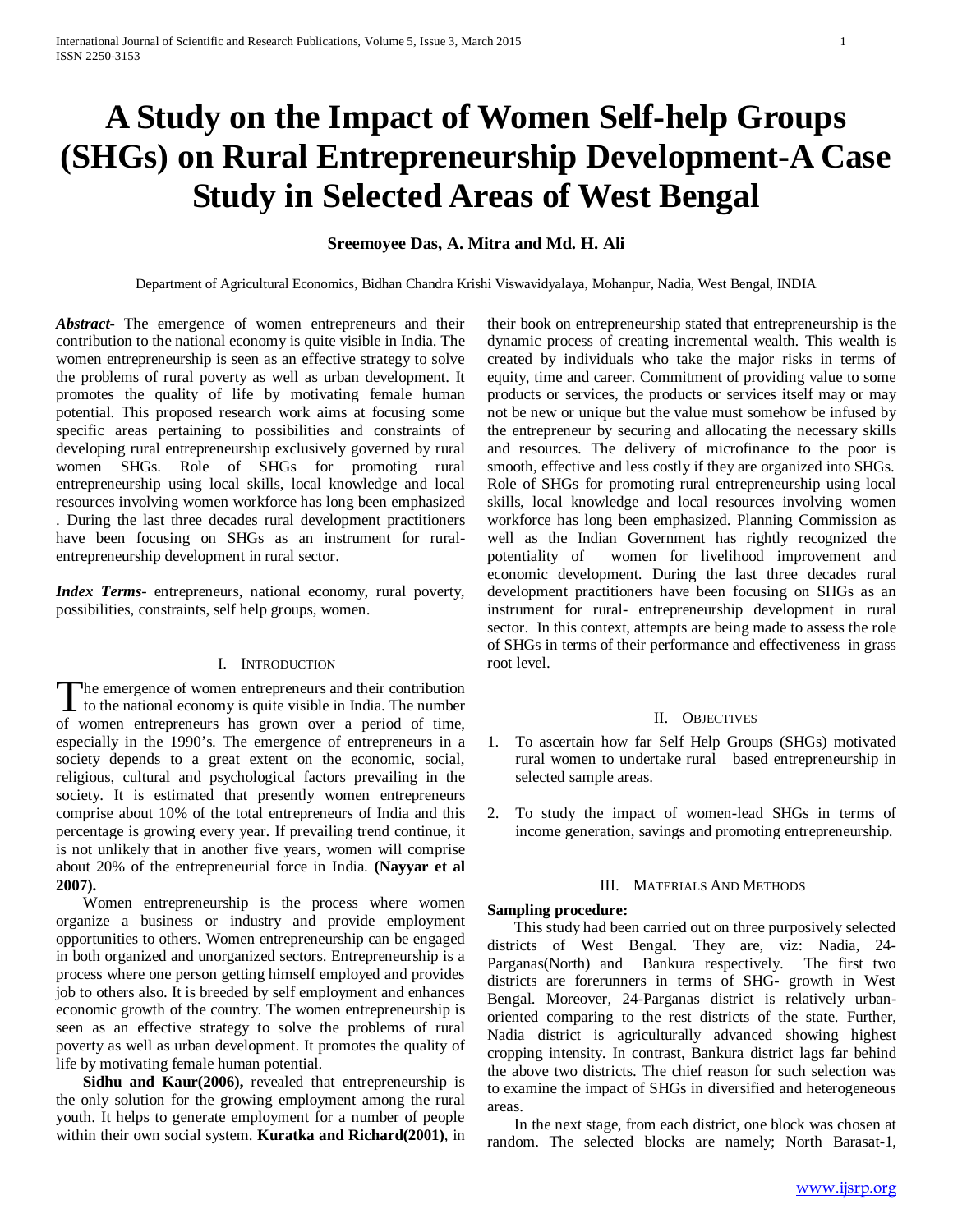# A Study on the Impact of Women Self-help Groups (SHGs) on Rural Entrepreneurship Development-A Case Study in Selected Areas of West Bengal

**Sreemoyee Das, A. Mitra and Md. H. Ali**

Department of Agricultural Economics, Bidhan Chandra Krishi Viswavidyalaya, Mohanpur, Nadia, West Bengal, INDIA

***Abstract-*** The emergence of women entrepreneurs and their contribution to the national economy is quite visible in India. The women entrepreneurship is seen as an effective strategy to solve the problems of rural poverty as well as urban development. It promotes the quality of life by motivating female human potential. This proposed research work aims at focusing some specific areas pertaining to possibilities and constraints of developing rural entrepreneurship exclusively governed by rural women SHGs. Role of SHGs for promoting rural entrepreneurship using local skills, local knowledge and local resources involving women workforce has long been emphasized . During the last three decades rural development practitioners have been focusing on SHGs as an instrument for rural-entrepreneurship development in rural sector.

***Index Terms*-** entrepreneurs, national economy, rural poverty, possibilities, constraints, self help groups, women.

## I. Introduction

The emergence of women entrepreneurs and their contribution to the national economy is quite visible in India. The number of women entrepreneurs has grown over a period of time, especially in the 1990's. The emergence of entrepreneurs in a society depends to a great extent on the economic, social, religious, cultural and psychological factors prevailing in the society. It is estimated that presently women entrepreneurs comprise about 10% of the total entrepreneurs of India and this percentage is growing every year. If prevailing trend continue, it is not unlikely that in another five years, women will comprise about 20% of the entrepreneurial force in India. **(Nayyar et al 2007).**

Women entrepreneurship is the process where women organize a business or industry and provide employment opportunities to others. Women entrepreneurship can be engaged in both organized and unorganized sectors. Entrepreneurship is a process where one person getting himself employed and provides job to others also. It is breeded by self employment and enhances economic growth of the country. The women entrepreneurship is seen as an effective strategy to solve the problems of rural poverty as well as urban development. It promotes the quality of life by motivating female human potential.

**Sidhu and Kaur(2006),** revealed that entrepreneurship is the only solution for the growing employment among the rural youth. It helps to generate employment for a number of people within their own social system. **Kuratka and Richard(2001)**, in their book on entrepreneurship stated that entrepreneurship is the dynamic process of creating incremental wealth. This wealth is created by individuals who take the major risks in terms of equity, time and career. Commitment of providing value to some products or services, the products or services itself may or may not be new or unique but the value must somehow be infused by the entrepreneur by securing and allocating the necessary skills and resources. The delivery of microfinance to the poor is smooth, effective and less costly if they are organized into SHGs. Role of SHGs for promoting rural entrepreneurship using local skills, local knowledge and local resources involving women workforce has long been emphasized. Planning Commission as well as the Indian Government has rightly recognized the potentiality of women for livelihood improvement and economic development. During the last three decades rural development practitioners have been focusing on SHGs as an instrument for rural- entrepreneurship development in rural sector. In this context, attempts are being made to assess the role of SHGs in terms of their performance and effectiveness in grass root level.

## II. Objectives

1. To ascertain how far Self Help Groups (SHGs) motivated rural women to undertake rural based entrepreneurship in selected sample areas.
2. To study the impact of women-lead SHGs in terms of income generation, savings and promoting entrepreneurship.

## III. Materials And Methods

**Sampling procedure:**

This study had been carried out on three purposively selected districts of West Bengal. They are, viz: Nadia, 24-Parganas(North) and Bankura respectively. The first two districts are forerunners in terms of SHG- growth in West Bengal. Moreover, 24-Parganas district is relatively urban-oriented comparing to the rest districts of the state. Further, Nadia district is agriculturally advanced showing highest cropping intensity. In contrast, Bankura district lags far behind the above two districts. The chief reason for such selection was to examine the impact of SHGs in diversified and heterogeneous areas.

In the next stage, from each district, one block was chosen at random. The selected blocks are namely; North Barasat-1,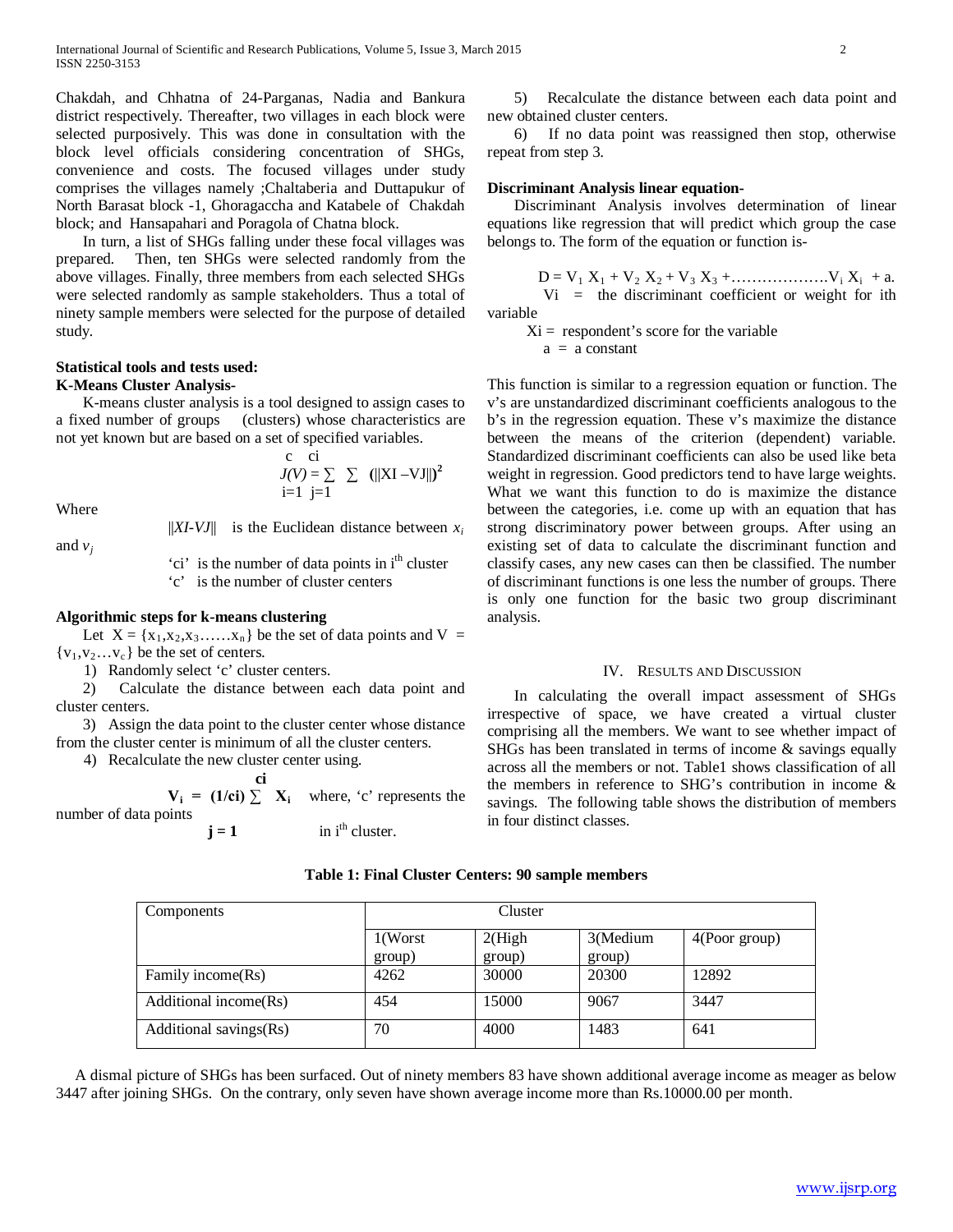Chakdah, and Chhatna of 24-Parganas, Nadia and Bankura district respectively. Thereafter, two villages in each block were selected purposively. This was done in consultation with the block level officials considering concentration of SHGs, convenience and costs. The focused villages under study comprises the villages namely ;Chaltaberia and Duttapukur of North Barasat block -1, Ghoragaccha and Katabele of Chakdah block; and Hansapahari and Poragola of Chatna block.

In turn, a list of SHGs falling under these focal villages was prepared. Then, ten SHGs were selected randomly from the above villages. Finally, three members from each selected SHGs were selected randomly as sample stakeholders. Thus a total of ninety sample members were selected for the purpose of detailed study.

**Statistical tools and tests used:**

**K-Means Cluster Analysis-**

K-means cluster analysis is a tool designed to assign cases to a fixed number of groups (clusters) whose characteristics are not yet known but are based on a set of specified variables.

$$J(V) = \sum_{i=1}^{c} \sum_{j=1}^{c_i} (\|XI - VJ\|)^2$$

Where

$\|XI\text{-}VJ\|$ is the Euclidean distance between $x_i$ and $v_j$

'ci' is the number of data points in $i^{th}$ cluster

'c' is the number of cluster centers

**Algorithmic steps for k-means clustering**

Let $X = \{x_1, x_2, x_3 \ldots\ldots x_n\}$ be the set of data points and $V = \{v_1, v_2 \ldots v_c\}$ be the set of centers.

1) Randomly select 'c' cluster centers.

2) Calculate the distance between each data point and cluster centers.

3) Assign the data point to the cluster center whose distance from the cluster center is minimum of all the cluster centers.

4) Recalculate the new cluster center using.

$$\mathbf{V_i = (1/ci) \sum_{j=1}^{ci} X_i}$$

where, 'c' represents the number of data points in $i^{th}$ cluster.

5) Recalculate the distance between each data point and new obtained cluster centers.

6) If no data point was reassigned then stop, otherwise repeat from step 3.

**Discriminant Analysis linear equation-**

Discriminant Analysis involves determination of linear equations like regression that will predict which group the case belongs to. The form of the equation or function is-

$$D = V_1 X_1 + V_2 X_2 + V_3 X_3 + \ldots\ldots\ldots\ldots\ldots\ldots V_i X_i + a.$$

Vi = the discriminant coefficient or weight for ith variable

Xi = respondent's score for the variable

a = a constant

This function is similar to a regression equation or function. The v's are unstandardized discriminant coefficients analogous to the b's in the regression equation. These v's maximize the distance between the means of the criterion (dependent) variable. Standardized discriminant coefficients can also be used like beta weight in regression. Good predictors tend to have large weights. What we want this function to do is maximize the distance between the categories, i.e. come up with an equation that has strong discriminatory power between groups. After using an existing set of data to calculate the discriminant function and classify cases, any new cases can then be classified. The number of discriminant functions is one less the number of groups. There is only one function for the basic two group discriminant analysis.

## IV. Results and Discussion

In calculating the overall impact assessment of SHGs irrespective of space, we have created a virtual cluster comprising all the members. We want to see whether impact of SHGs has been translated in terms of income & savings equally across all the members or not. Table1 shows classification of all the members in reference to SHG's contribution in income & savings. The following table shows the distribution of members in four distinct classes.

**Table 1: Final Cluster Centers: 90 sample members**

| Components | Cluster | | | |
|---|---|---|---|---|
| | 1(Worst group) | 2(High group) | 3(Medium group) | 4(Poor group) |
| Family income(Rs) | 4262 | 30000 | 20300 | 12892 |
| Additional income(Rs) | 454 | 15000 | 9067 | 3447 |
| Additional savings(Rs) | 70 | 4000 | 1483 | 641 |

A dismal picture of SHGs has been surfaced. Out of ninety members 83 have shown additional average income as meager as below 3447 after joining SHGs. On the contrary, only seven have shown average income more than Rs.10000.00 per month.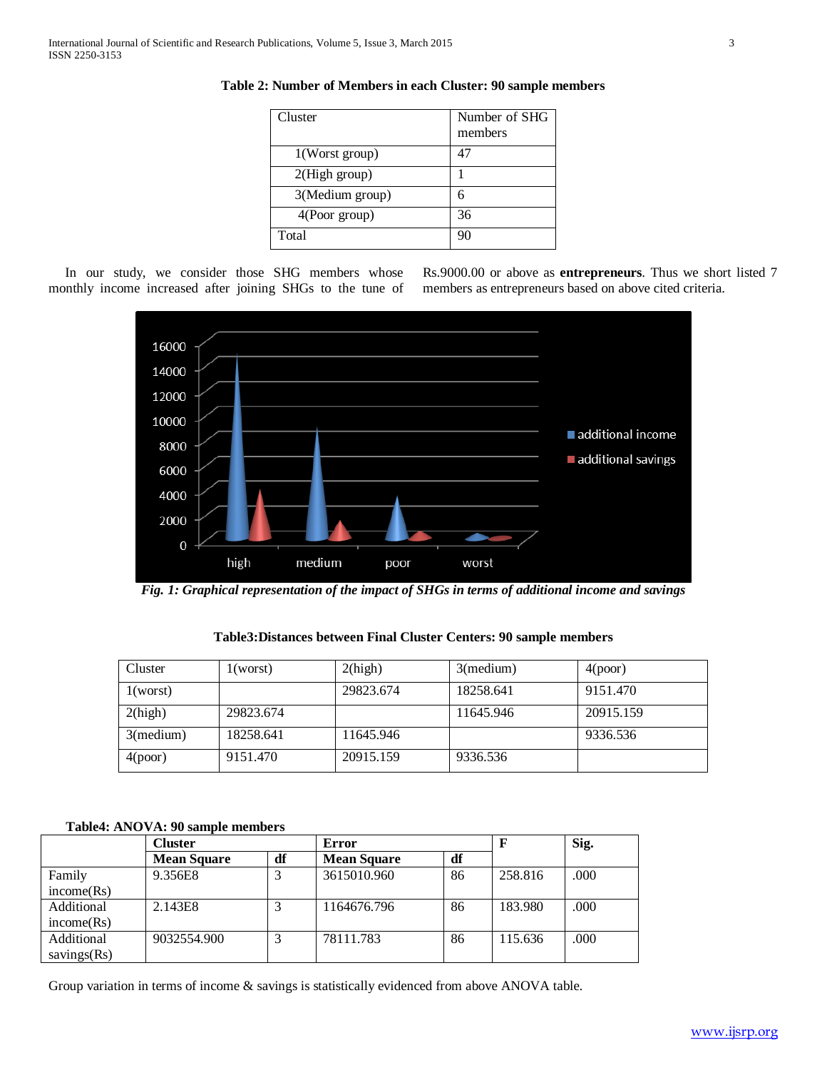**Table 2: Number of Members in each Cluster: 90 sample members**

| Cluster | Number of SHG members |
|---|---|
| 1(Worst group) | 47 |
| 2(High group) | 1 |
| 3(Medium group) | 6 |
| 4(Poor group) | 36 |
| Total | 90 |

In our study, we consider those SHG members whose monthly income increased after joining SHGs to the tune of Rs.9000.00 or above as **entrepreneurs**. Thus we short listed 7 members as entrepreneurs based on above cited criteria.

*Fig. 1: Graphical representation of the impact of SHGs in terms of additional income and savings*

**Table3:Distances between Final Cluster Centers: 90 sample members**

| Cluster | 1(worst) | 2(high) | 3(medium) | 4(poor) |
|---|---|---|---|---|
| 1(worst) | | 29823.674 | 18258.641 | 9151.470 |
| 2(high) | 29823.674 | | 11645.946 | 20915.159 |
| 3(medium) | 18258.641 | 11645.946 | | 9336.536 |
| 4(poor) | 9151.470 | 20915.159 | 9336.536 | |

**Table4: ANOVA: 90 sample members**

| | Cluster | | Error | | F | Sig. |
|---|---|---|---|---|---|---|
| | **Mean Square** | **df** | **Mean Square** | **df** | | |
| Family income(Rs) | 9.356E8 | 3 | 3615010.960 | 86 | 258.816 | .000 |
| Additional income(Rs) | 2.143E8 | 3 | 1164676.796 | 86 | 183.980 | .000 |
| Additional savings(Rs) | 9032554.900 | 3 | 78111.783 | 86 | 115.636 | .000 |

Group variation in terms of income & savings is statistically evidenced from above ANOVA table.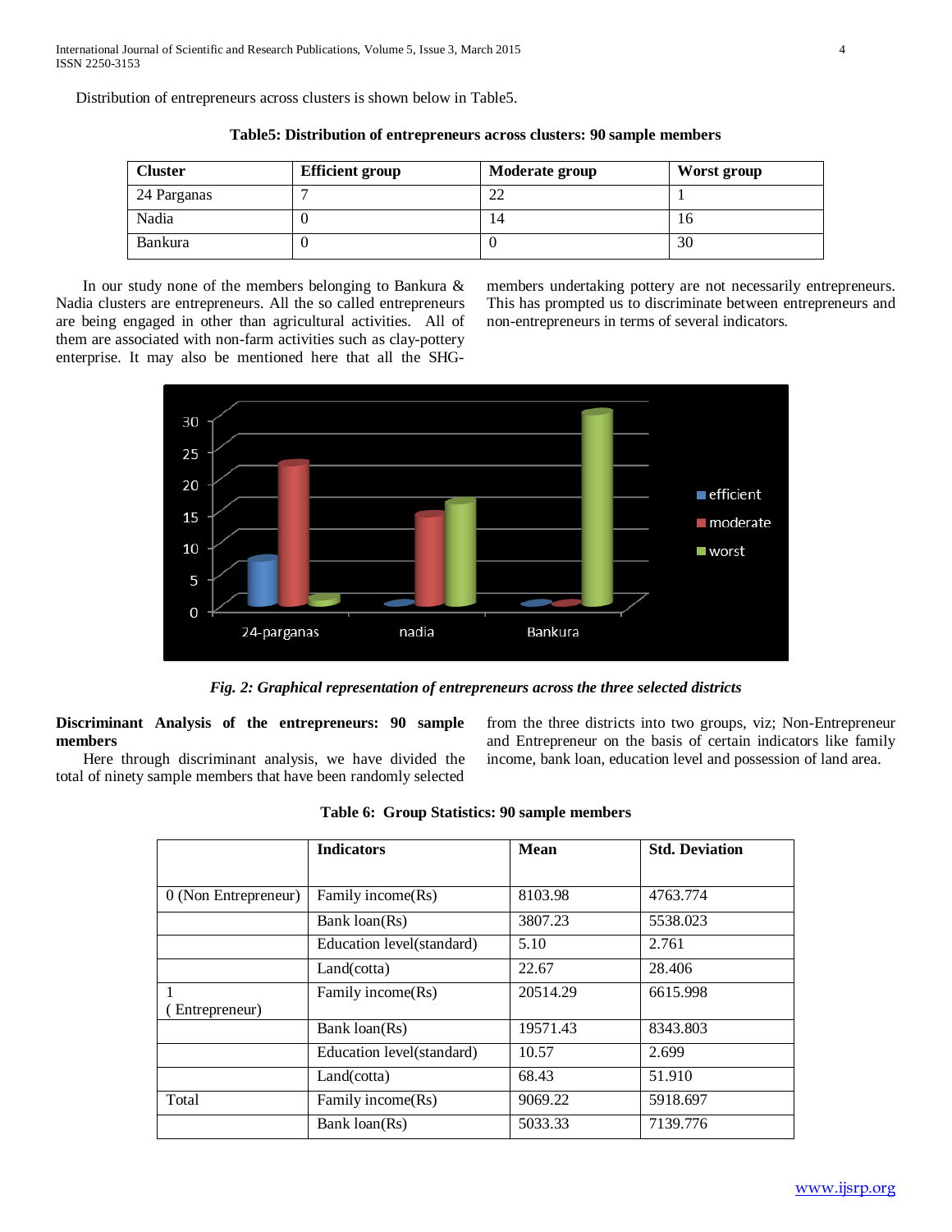Distribution of entrepreneurs across clusters is shown below in Table5.

**Table5: Distribution of entrepreneurs across clusters: 90 sample members**

| Cluster | Efficient group | Moderate group | Worst group |
|---|---|---|---|
| 24 Parganas | 7 | 22 | 1 |
| Nadia | 0 | 14 | 16 |
| Bankura | 0 | 0 | 30 |

In our study none of the members belonging to Bankura & Nadia clusters are entrepreneurs. All the so called entrepreneurs are being engaged in other than agricultural activities. All of them are associated with non-farm activities such as clay-pottery enterprise. It may also be mentioned here that all the SHG-members undertaking pottery are not necessarily entrepreneurs. This has prompted us to discriminate between entrepreneurs and non-entrepreneurs in terms of several indicators.

*Fig. 2: Graphical representation of entrepreneurs across the three selected districts*

**Discriminant Analysis of the entrepreneurs: 90 sample members**

Here through discriminant analysis, we have divided the total of ninety sample members that have been randomly selected from the three districts into two groups, viz; Non-Entrepreneur and Entrepreneur on the basis of certain indicators like family income, bank loan, education level and possession of land area.

**Table 6: Group Statistics: 90 sample members**

| | Indicators | Mean | Std. Deviation |
|---|---|---|---|
| 0 (Non Entrepreneur) | Family income(Rs) | 8103.98 | 4763.774 |
| | Bank loan(Rs) | 3807.23 | 5538.023 |
| | Education level(standard) | 5.10 | 2.761 |
| | Land(cotta) | 22.67 | 28.406 |
| 1 ( Entrepreneur) | Family income(Rs) | 20514.29 | 6615.998 |
| | Bank loan(Rs) | 19571.43 | 8343.803 |
| | Education level(standard) | 10.57 | 2.699 |
| | Land(cotta) | 68.43 | 51.910 |
| Total | Family income(Rs) | 9069.22 | 5918.697 |
| | Bank loan(Rs) | 5033.33 | 7139.776 |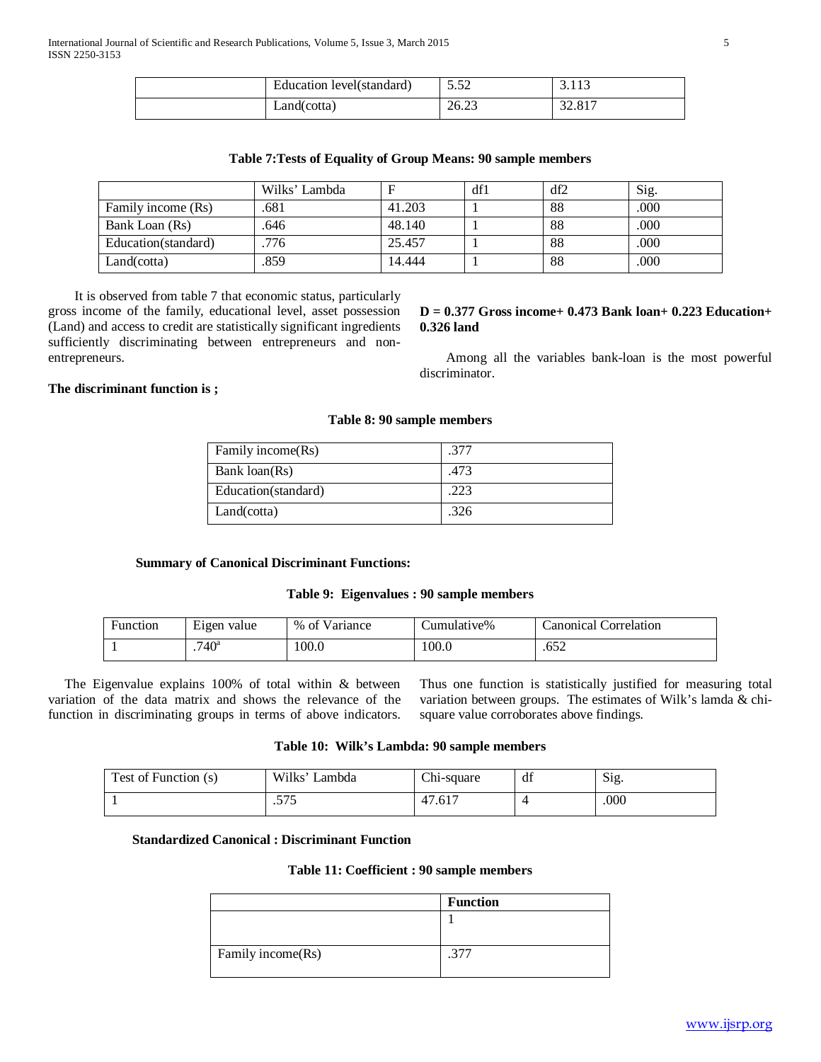| | Education level(standard) | 5.52 | 3.113 |
|---|---|---|---|
| | Land(cotta) | 26.23 | 32.817 |

**Table 7:Tests of Equality of Group Means: 90 sample members**

| | Wilks' Lambda | F | df1 | df2 | Sig. |
|---|---|---|---|---|---|
| Family income (Rs) | .681 | 41.203 | 1 | 88 | .000 |
| Bank Loan (Rs) | .646 | 48.140 | 1 | 88 | .000 |
| Education(standard) | .776 | 25.457 | 1 | 88 | .000 |
| Land(cotta) | .859 | 14.444 | 1 | 88 | .000 |

It is observed from table 7 that economic status, particularly gross income of the family, educational level, asset possession (Land) and access to credit are statistically significant ingredients sufficiently discriminating between entrepreneurs and non-entrepreneurs.

**The discriminant function is ;**

**D = 0.377 Gross income+ 0.473 Bank loan+ 0.223 Education+ 0.326 land**

Among all the variables bank-loan is the most powerful discriminator.

**Table 8: 90 sample members**

| Family income(Rs) | .377 |
|---|---|
| Bank loan(Rs) | .473 |
| Education(standard) | .223 |
| Land(cotta) | .326 |

**Summary of Canonical Discriminant Functions:**

**Table 9: Eigenvalues : 90 sample members**

| Function | Eigen value | % of Variance | Cumulative% | Canonical Correlation |
|---|---|---|---|---|
| 1 | .740[a] | 100.0 | 100.0 | .652 |

The Eigenvalue explains 100% of total within & between variation of the data matrix and shows the relevance of the function in discriminating groups in terms of above indicators. Thus one function is statistically justified for measuring total variation between groups. The estimates of Wilk's lamda & chi-square value corroborates above findings.

**Table 10: Wilk's Lambda: 90 sample members**

| Test of Function (s) | Wilks' Lambda | Chi-square | df | Sig. |
|---|---|---|---|---|
| 1 | .575 | 47.617 | 4 | .000 |

**Standardized Canonical : Discriminant Function**

**Table 11: Coefficient : 90 sample members**

| | **Function** |
|---|---|
| | 1 |
| Family income(Rs) | .377 |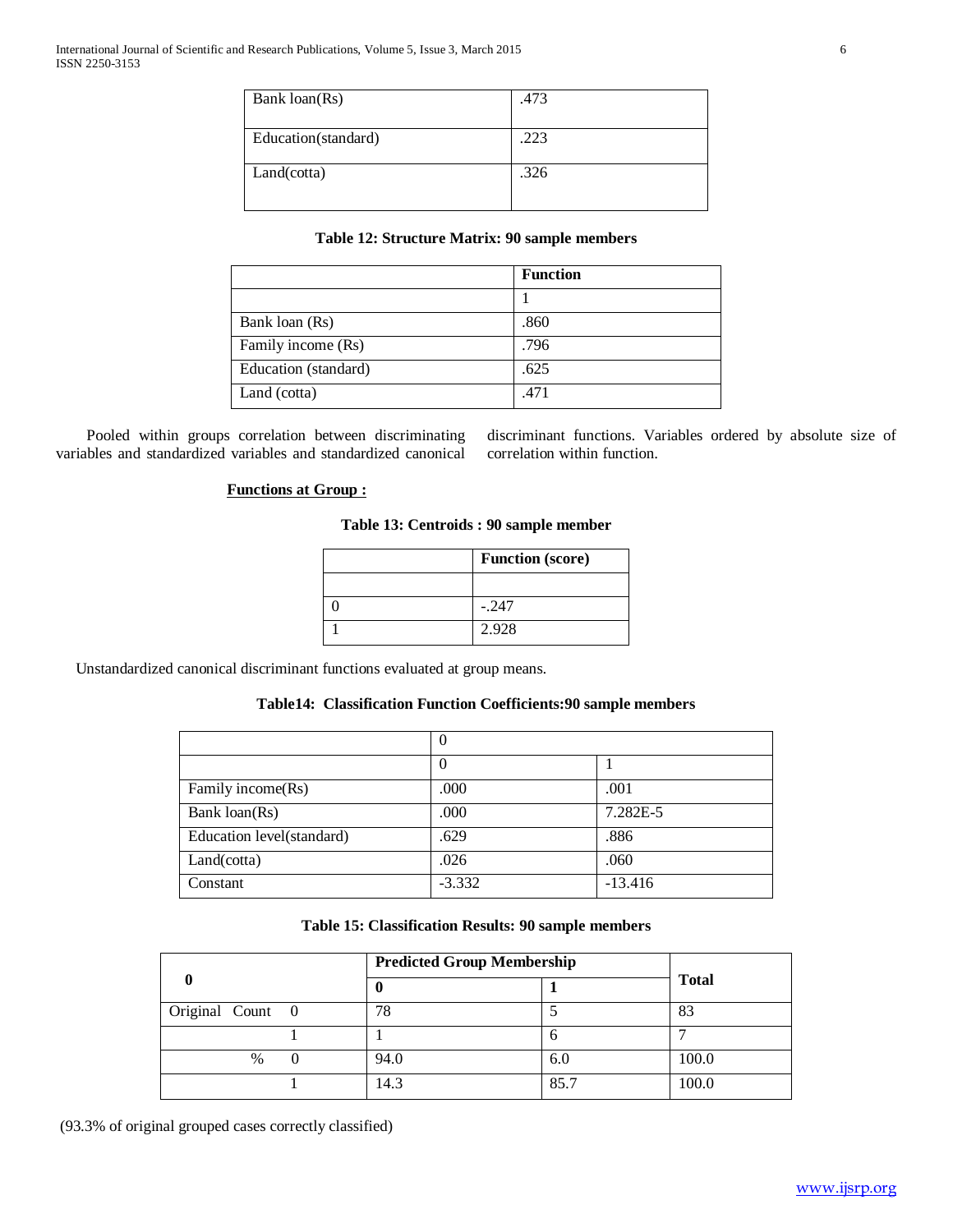| Bank loan(Rs) | .473 |
|---|---|
| Education(standard) | .223 |
| Land(cotta) | .326 |

**Table 12: Structure Matrix: 90 sample members**

| | Function |
|---|---|
| | 1 |
| Bank loan (Rs) | .860 |
| Family income (Rs) | .796 |
| Education (standard) | .625 |
| Land (cotta) | .471 |

Pooled within groups correlation between discriminating variables and standardized variables and standardized canonical discriminant functions. Variables ordered by absolute size of correlation within function.

**Functions at Group :**

**Table 13: Centroids : 90 sample member**

| | Function (score) |
|---|---|
| | |
| 0 | -.247 |
| 1 | 2.928 |

Unstandardized canonical discriminant functions evaluated at group means.

**Table14: Classification Function Coefficients:90 sample members**

| | 0 | |
|---|---|---|
| | 0 | 1 |
| Family income(Rs) | .000 | .001 |
| Bank loan(Rs) | .000 | 7.282E-5 |
| Education level(standard) | .629 | .886 |
| Land(cotta) | .026 | .060 |
| Constant | -3.332 | -13.416 |

**Table 15: Classification Results: 90 sample members**

| 0 | Predicted Group Membership | | Total |
|---|---|---|---|
| | 0 | 1 | |
| Original Count 0 | 78 | 5 | 83 |
| 1 | 1 | 6 | 7 |
| % 0 | 94.0 | 6.0 | 100.0 |
| 1 | 14.3 | 85.7 | 100.0 |

(93.3% of original grouped cases correctly classified)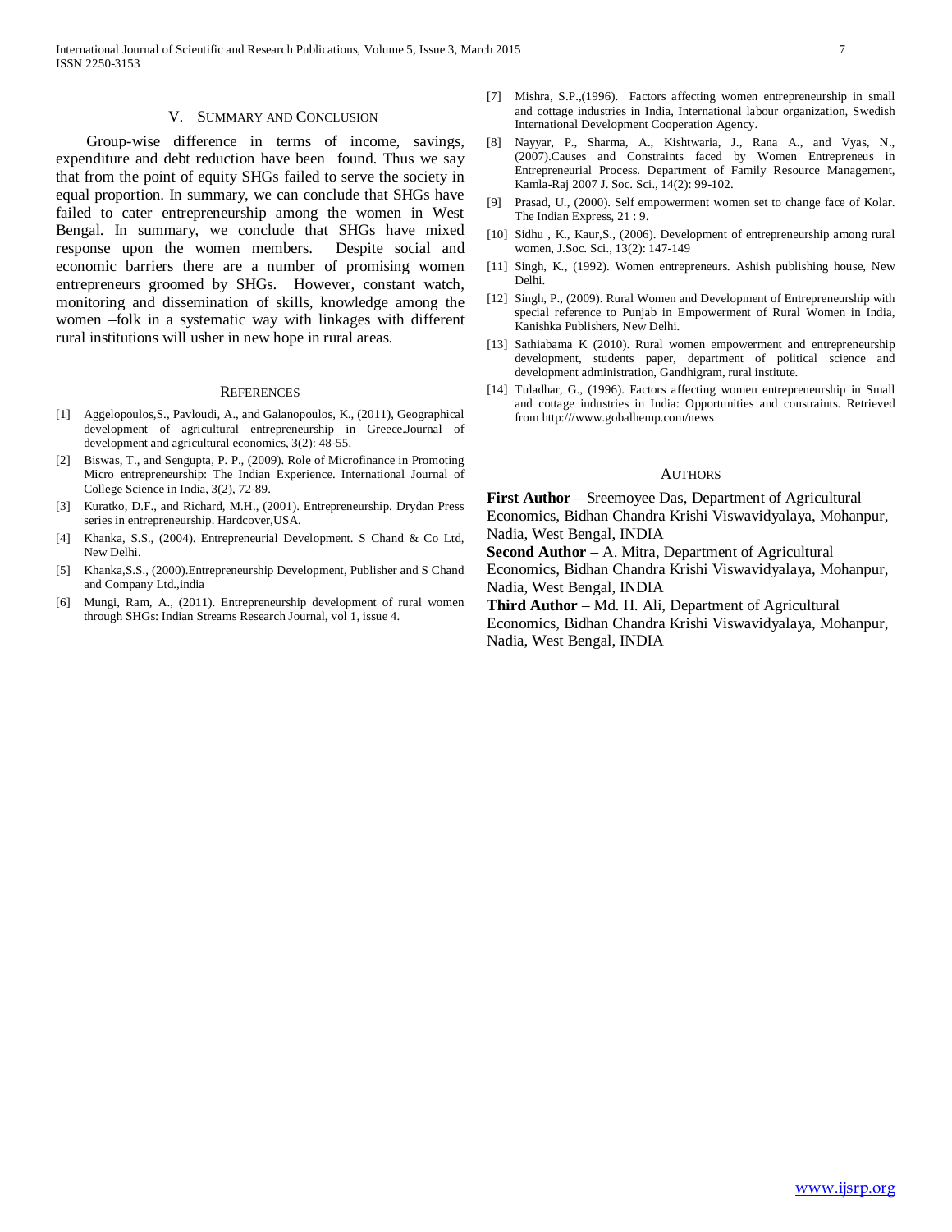## V. Summary and Conclusion

Group-wise difference in terms of income, savings, expenditure and debt reduction have been found. Thus we say that from the point of equity SHGs failed to serve the society in equal proportion. In summary, we can conclude that SHGs have failed to cater entrepreneurship among the women in West Bengal. In summary, we conclude that SHGs have mixed response upon the women members. Despite social and economic barriers there are a number of promising women entrepreneurs groomed by SHGs. However, constant watch, monitoring and dissemination of skills, knowledge among the women –folk in a systematic way with linkages with different rural institutions will usher in new hope in rural areas.

## References

[1] Aggelopoulos,S., Pavloudi, A., and Galanopoulos, K., (2011), Geographical development of agricultural entrepreneurship in Greece.Journal of development and agricultural economics, 3(2): 48-55.

[2] Biswas, T., and Sengupta, P. P., (2009). Role of Microfinance in Promoting Micro entrepreneurship: The Indian Experience. International Journal of College Science in India, 3(2), 72-89.

[3] Kuratko, D.F., and Richard, M.H., (2001). Entrepreneurship. Drydan Press series in entrepreneurship. Hardcover,USA.

[4] Khanka, S.S., (2004). Entrepreneurial Development. S Chand & Co Ltd, New Delhi.

[5] Khanka,S.S., (2000).Entrepreneurship Development, Publisher and S Chand and Company Ltd.,india

[6] Mungi, Ram, A., (2011). Entrepreneurship development of rural women through SHGs: Indian Streams Research Journal, vol 1, issue 4.

[7] Mishra, S.P.,(1996). Factors affecting women entrepreneurship in small and cottage industries in India, International labour organization, Swedish International Development Cooperation Agency.

[8] Nayyar, P., Sharma, A., Kishtwaria, J., Rana A., and Vyas, N., (2007).Causes and Constraints faced by Women Entrepreneus in Entrepreneurial Process. Department of Family Resource Management, Kamla-Raj 2007 J. Soc. Sci., 14(2): 99-102.

[9] Prasad, U., (2000). Self empowerment women set to change face of Kolar. The Indian Express, 21 : 9.

[10] Sidhu , K., Kaur,S., (2006). Development of entrepreneurship among rural women, J.Soc. Sci., 13(2): 147-149

[11] Singh, K., (1992). Women entrepreneurs. Ashish publishing house, New Delhi.

[12] Singh, P., (2009). Rural Women and Development of Entrepreneurship with special reference to Punjab in Empowerment of Rural Women in India, Kanishka Publishers, New Delhi.

[13] Sathiabama K (2010). Rural women empowerment and entrepreneurship development, students paper, department of political science and development administration, Gandhigram, rural institute.

[14] Tuladhar, G., (1996). Factors affecting women entrepreneurship in Small and cottage industries in India: Opportunities and constraints. Retrieved from http:///www.gobalhemp.com/news

## Authors

**First Author** – Sreemoyee Das, Department of Agricultural Economics, Bidhan Chandra Krishi Viswavidyalaya, Mohanpur, Nadia, West Bengal, INDIA

**Second Author** – A. Mitra, Department of Agricultural Economics, Bidhan Chandra Krishi Viswavidyalaya, Mohanpur, Nadia, West Bengal, INDIA

**Third Author** – Md. H. Ali, Department of Agricultural Economics, Bidhan Chandra Krishi Viswavidyalaya, Mohanpur, Nadia, West Bengal, INDIA